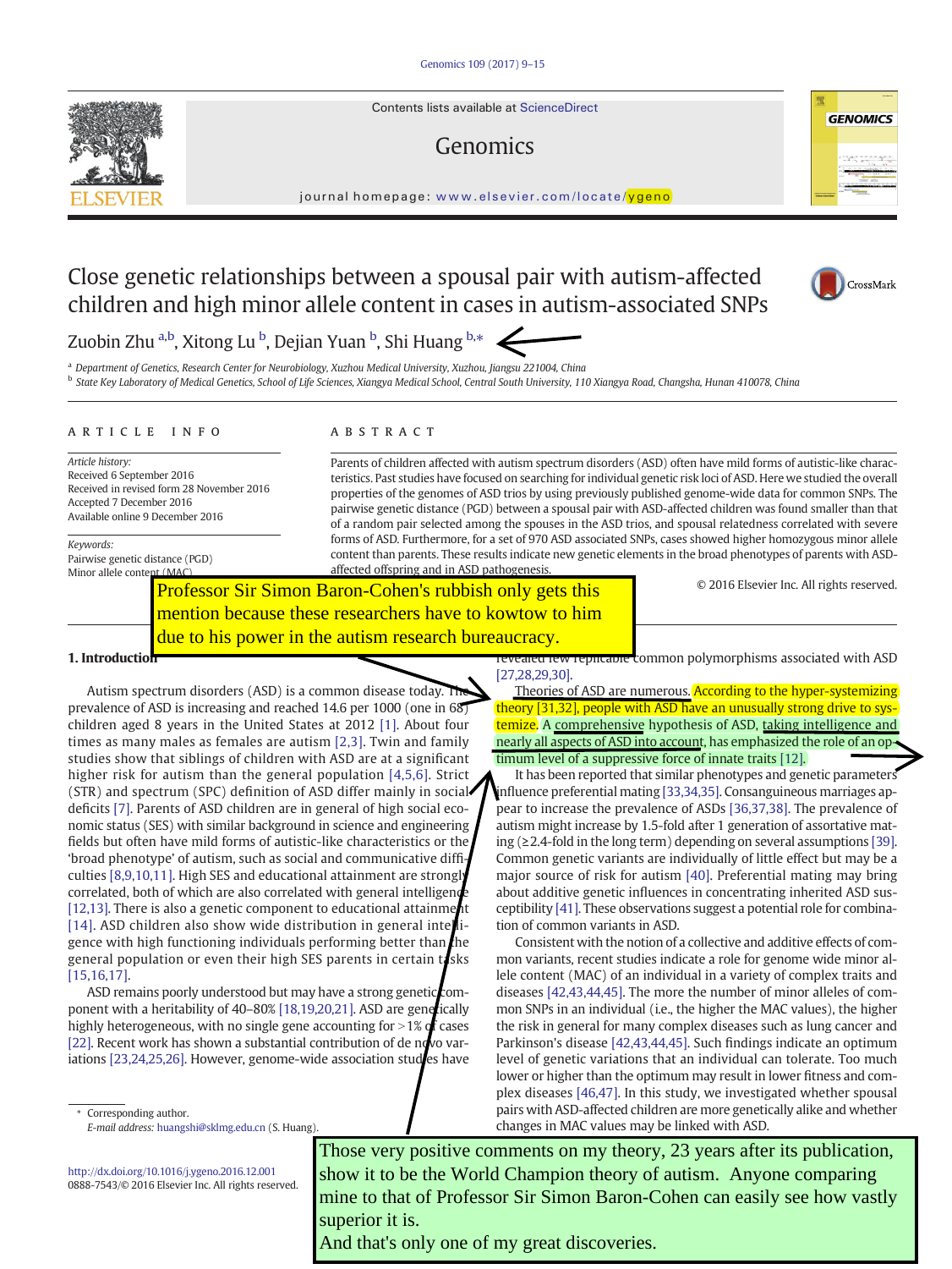Contents lists available at ScienceDirect

# Genomics

journal homepage: www.elsevier.com/locate/ygeno

# Close genetic relationships between a spousal pair with autism-affected children and high minor allele content in cases in autism-associated SNPs

Zuobin Zhu [a,b], Xitong Lu [b], Dejian Yuan [b], Shi Huang [b,*]

[a] Department of Genetics, Research Center for Neurobiology, Xuzhou Medical University, Xuzhou, Jiangsu 221004, China
[b] State Key Laboratory of Medical Genetics, School of Life Sciences, Xiangya Medical School, Central South University, 110 Xiangya Road, Changsha, Hunan 410078, China

## ARTICLE INFO

*Article history:*
Received 6 September 2016
Received in revised form 28 November 2016
Accepted 7 December 2016
Available online 9 December 2016

*Keywords:*
Pairwise genetic distance (PGD)
Minor allele content (MAC)

## ABSTRACT

Parents of children affected with autism spectrum disorders (ASD) often have mild forms of autistic-like characteristics. Past studies have focused on searching for individual genetic risk loci of ASD. Here we studied the overall properties of the genomes of ASD trios by using previously published genome-wide data for common SNPs. The pairwise genetic distance (PGD) between a spousal pair with ASD-affected children was found smaller than that of a random pair selected among the spouses in the ASD trios, and spousal relatedness correlated with severe forms of ASD. Furthermore, for a set of 970 ASD associated SNPs, cases showed higher homozygous minor allele content than parents. These results indicate new genetic elements in the broad phenotypes of parents with ASD-affected offspring and in ASD pathogenesis.

© 2016 Elsevier Inc. All rights reserved.

Professor Sir Simon Baron-Cohen's rubbish only gets this mention because these researchers have to kowtow to him due to his power in the autism research bureaucracy.

## 1. Introduction

Autism spectrum disorders (ASD) is a common disease today. The prevalence of ASD is increasing and reached 14.6 per 1000 (one in 68) children aged 8 years in the United States at 2012 [1]. About four times as many males as females are autism [2,3]. Twin and family studies show that siblings of children with ASD are at a significant higher risk for autism than the general population [4,5,6]. Strict (STR) and spectrum (SPC) definition of ASD differ mainly in social deficits [7]. Parents of ASD children are in general of high social economic status (SES) with similar background in science and engineering fields but often have mild forms of autistic-like characteristics or the 'broad phenotype' of autism, such as social and communicative difficulties [8,9,10,11]. High SES and educational attainment are strongly correlated, both of which are also correlated with general intelligence [12,13]. There is also a genetic component to educational attainment [14]. ASD children also show wide distribution in general intelligence with high functioning individuals performing better than the general population or even their high SES parents in certain tasks [15,16,17].

ASD remains poorly understood but may have a strong genetic component with a heritability of 40–80% [18,19,20,21]. ASD are genetically highly heterogeneous, with no single gene accounting for >1% of cases [22]. Recent work has shown a substantial contribution of de novo variations [23,24,25,26]. However, genome-wide association studies have revealed few replicable common polymorphisms associated with ASD [27,28,29,30].

Theories of ASD are numerous. According to the hyper-systemizing theory [31,32], people with ASD have an unusually strong drive to systemize. A comprehensive hypothesis of ASD, taking intelligence and nearly all aspects of ASD into account, has emphasized the role of an optimum level of a suppressive force of innate traits [12].

It has been reported that similar phenotypes and genetic parameters influence preferential mating [33,34,35]. Consanguineous marriages appear to increase the prevalence of ASDs [36,37,38]. The prevalence of autism might increase by 1.5-fold after 1 generation of assortative mating (≥2.4-fold in the long term) depending on several assumptions [39]. Common genetic variants are individually of little effect but may be a major source of risk for autism [40]. Preferential mating may bring about additive genetic influences in concentrating inherited ASD susceptibility [41]. These observations suggest a potential role for combination of common variants in ASD.

Consistent with the notion of a collective and additive effects of common variants, recent studies indicate a role for genome wide minor allele content (MAC) of an individual in a variety of complex traits and diseases [42,43,44,45]. The more the number of minor alleles of common SNPs in an individual (i.e., the higher the MAC values), the higher the risk in general for many complex diseases such as lung cancer and Parkinson's disease [42,43,44,45]. Such findings indicate an optimum level of genetic variations that an individual can tolerate. Too much lower or higher than the optimum may result in lower fitness and complex diseases [46,47]. In this study, we investigated whether spousal pairs with ASD-affected children are more genetically alike and whether changes in MAC values may be linked with ASD.

Those very positive comments on my theory, 23 years after its publication, show it to be the World Champion theory of autism. Anyone comparing mine to that of Professor Sir Simon Baron-Cohen can easily see how vastly superior it is.
And that's only one of my great discoveries.

\* Corresponding author.
*E-mail address:* huangshi@sklmg.edu.cn (S. Huang).

http://dx.doi.org/10.1016/j.ygeno.2016.12.001
0888-7543/© 2016 Elsevier Inc. All rights reserved.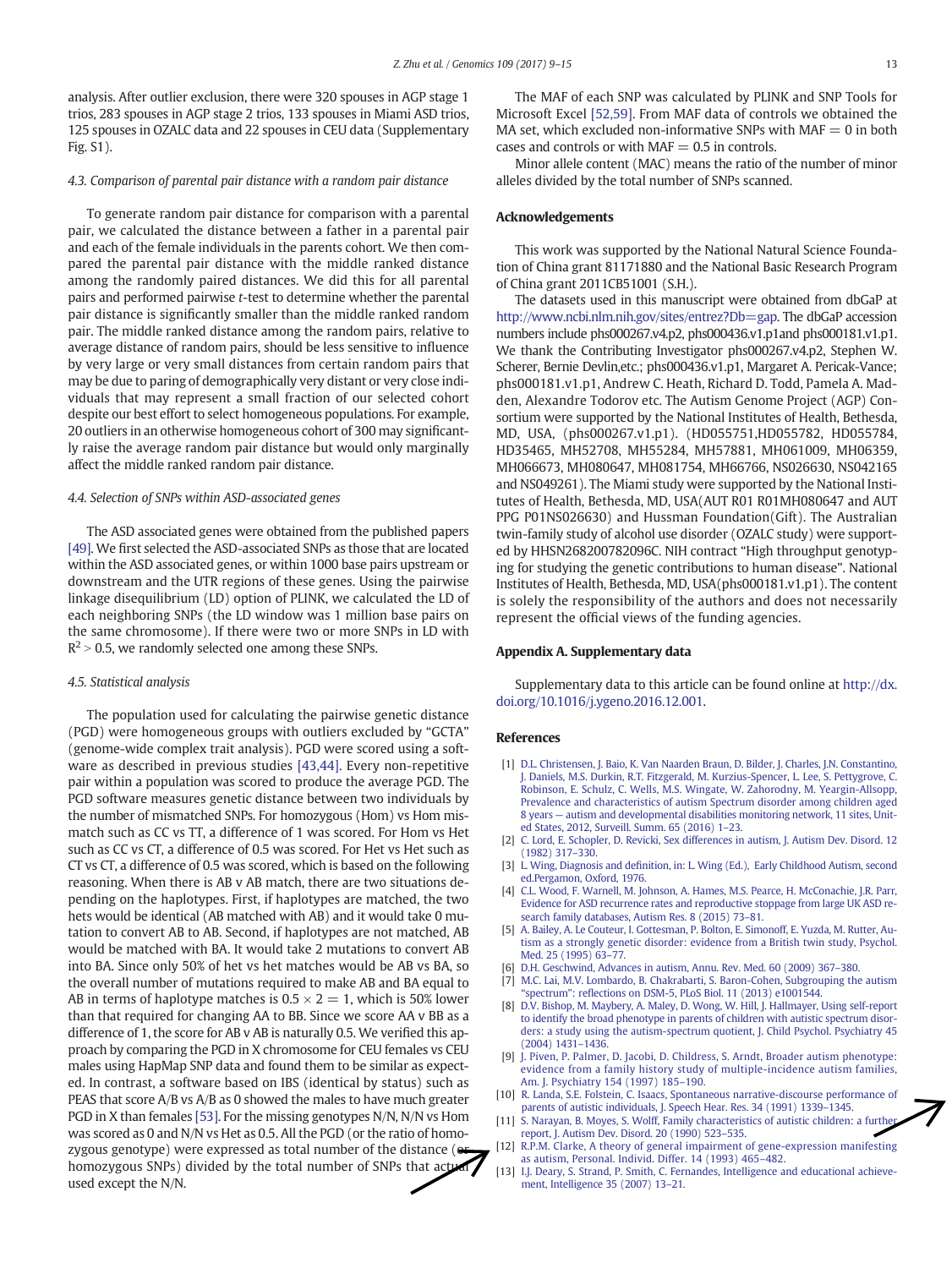analysis. After outlier exclusion, there were 320 spouses in AGP stage 1 trios, 283 spouses in AGP stage 2 trios, 133 spouses in Miami ASD trios, 125 spouses in OZALC data and 22 spouses in CEU data (Supplementary Fig. S1).

### 4.3. Comparison of parental pair distance with a random pair distance

To generate random pair distance for comparison with a parental pair, we calculated the distance between a father in a parental pair and each of the female individuals in the parents cohort. We then compared the parental pair distance with the middle ranked distance among the randomly paired distances. We did this for all parental pairs and performed pairwise *t*-test to determine whether the parental pair distance is significantly smaller than the middle ranked random pair. The middle ranked distance among the random pairs, relative to average distance of random pairs, should be less sensitive to influence by very large or very small distances from certain random pairs that may be due to paring of demographically very distant or very close individuals that may represent a small fraction of our selected cohort despite our best effort to select homogeneous populations. For example, 20 outliers in an otherwise homogeneous cohort of 300 may significantly raise the average random pair distance but would only marginally affect the middle ranked random pair distance.

### 4.4. Selection of SNPs within ASD-associated genes

The ASD associated genes were obtained from the published papers [49]. We first selected the ASD-associated SNPs as those that are located within the ASD associated genes, or within 1000 base pairs upstream or downstream and the UTR regions of these genes. Using the pairwise linkage disequilibrium (LD) option of PLINK, we calculated the LD of each neighboring SNPs (the LD window was 1 million base pairs on the same chromosome). If there were two or more SNPs in LD with $R^2 > 0.5$, we randomly selected one among these SNPs.

### 4.5. Statistical analysis

The population used for calculating the pairwise genetic distance (PGD) were homogeneous groups with outliers excluded by "GCTA" (genome-wide complex trait analysis). PGD were scored using a software as described in previous studies [43,44]. Every non-repetitive pair within a population was scored to produce the average PGD. The PGD software measures genetic distance between two individuals by the number of mismatched SNPs. For homozygous (Hom) vs Hom mismatch such as CC vs TT, a difference of 1 was scored. For Hom vs Het such as CC vs CT, a difference of 0.5 was scored. For Het vs Het such as CT vs CT, a difference of 0.5 was scored, which is based on the following reasoning. When there is AB v AB match, there are two situations depending on the haplotypes. First, if haplotypes are matched, the two hets would be identical (AB matched with AB) and it would take 0 mutation to convert AB to AB. Second, if haplotypes are not matched, AB would be matched with BA. It would take 2 mutations to convert AB into BA. Since only 50% of het vs het matches would be AB vs BA, so the overall number of mutations required to make AB and BA equal to AB in terms of haplotype matches is $0.5 \times 2 = 1$, which is 50% lower than that required for changing AA to BB. Since we score AA v BB as a difference of 1, the score for AB v AB is naturally 0.5. We verified this approach by comparing the PGD in X chromosome for CEU females vs CEU males using HapMap SNP data and found them to be similar as expected. In contrast, a software based on IBS (identical by status) such as PEAS that score A/B vs A/B as 0 showed the males to have much greater PGD in X than females [53]. For the missing genotypes N/N, N/N vs Hom was scored as 0 and N/N vs Het as 0.5. All the PGD (or the ratio of homozygous genotype) were expressed as total number of the distance (or homozygous SNPs) divided by the total number of SNPs that actual used except the N/N.

The MAF of each SNP was calculated by PLINK and SNP Tools for Microsoft Excel [52,59]. From MAF data of controls we obtained the MA set, which excluded non-informative SNPs with MAF = 0 in both cases and controls or with MAF = 0.5 in controls.

Minor allele content (MAC) means the ratio of the number of minor alleles divided by the total number of SNPs scanned.

## Acknowledgements

This work was supported by the National Natural Science Foundation of China grant 81171880 and the National Basic Research Program of China grant 2011CB51001 (S.H.).

The datasets used in this manuscript were obtained from dbGaP at http://www.ncbi.nlm.nih.gov/sites/entrez?Db=gap. The dbGaP accession numbers include phs000267.v4.p2, phs000436.v1.p1and phs000181.v1.p1. We thank the Contributing Investigator phs000267.v4.p2, Stephen W. Scherer, Bernie Devlin,etc.; phs000436.v1.p1, Margaret A. Pericak-Vance; phs000181.v1.p1, Andrew C. Heath, Richard D. Todd, Pamela A. Madden, Alexandre Todorov etc. The Autism Genome Project (AGP) Consortium were supported by the National Institutes of Health, Bethesda, MD, USA, (phs000267.v1.p1). (HD055751,HD055782, HD055784, HD35465, MH52708, MH55284, MH57881, MH061009, MH06359, MH066673, MH080647, MH081754, MH66766, NS026630, NS042165 and NS049261). The Miami study were supported by the National Institutes of Health, Bethesda, MD, USA(AUT R01 R01MH080647 and AUT PPG P01NS026630) and Hussman Foundation(Gift). The Australian twin-family study of alcohol use disorder (OZALC study) were supported by HHSN268200782096C. NIH contract "High throughput genotyping for studying the genetic contributions to human disease". National Institutes of Health, Bethesda, MD, USA(phs000181.v1.p1). The content is solely the responsibility of the authors and does not necessarily represent the official views of the funding agencies.

## Appendix A. Supplementary data

Supplementary data to this article can be found online at http://dx.doi.org/10.1016/j.ygeno.2016.12.001.

## References

[1] D.L. Christensen, J. Baio, K. Van Naarden Braun, D. Bilder, J. Charles, J.N. Constantino, J. Daniels, M.S. Durkin, R.T. Fitzgerald, M. Kurzius-Spencer, L. Lee, S. Pettygrove, C. Robinson, E. Schulz, C. Wells, M.S. Wingate, W. Zahorodny, M. Yeargin-Allsopp, Prevalence and characteristics of autism Spectrum disorder among children aged 8 years — autism and developmental disabilities monitoring network, 11 sites, United States, 2012, Surveill. Summ. 65 (2016) 1–23.

[2] C. Lord, E. Schopler, D. Revicki, Sex differences in autism, J. Autism Dev. Disord. 12 (1982) 317–330.

[3] L. Wing, Diagnosis and definition, in: L. Wing (Ed.), Early Childhood Autism, second ed.Pergamon, Oxford, 1976.

[4] C.L. Wood, F. Warnell, M. Johnson, A. Hames, M.S. Pearce, H. McConachie, J.R. Parr, Evidence for ASD recurrence rates and reproductive stoppage from large UK ASD research family databases, Autism Res. 8 (2015) 73–81.

[5] A. Bailey, A. Le Couteur, I. Gottesman, P. Bolton, E. Simonoff, E. Yuzda, M. Rutter, Autism as a strongly genetic disorder: evidence from a British twin study, Psychol. Med. 25 (1995) 63–77.

[6] D.H. Geschwind, Advances in autism, Annu. Rev. Med. 60 (2009) 367–380.

[7] M.C. Lai, M.V. Lombardo, B. Chakrabarti, S. Baron-Cohen, Subgrouping the autism "spectrum": reflections on DSM-5, PLoS Biol. 11 (2013) e1001544.

[8] D.V. Bishop, M. Maybery, A. Maley, D. Wong, W. Hill, J. Hallmayer, Using self-report to identify the broad phenotype in parents of children with autistic spectrum disorders: a study using the autism-spectrum quotient, J. Child Psychol. Psychiatry 45 (2004) 1431–1436.

[9] J. Piven, P. Palmer, D. Jacobi, D. Childress, S. Arndt, Broader autism phenotype: evidence from a family history study of multiple-incidence autism families, Am. J. Psychiatry 154 (1997) 185–190.

[10] R. Landa, S.E. Folstein, C. Isaacs, Spontaneous narrative-discourse performance of parents of autistic individuals, J. Speech Hear. Res. 34 (1991) 1339–1345.

[11] S. Narayan, B. Moyes, S. Wolff, Family characteristics of autistic children: a further report, J. Autism Dev. Disord. 20 (1990) 523–535.

[12] R.P.M. Clarke, A theory of general impairment of gene-expression manifesting as autism, Personal. Individ. Differ. 14 (1993) 465–482.

[13] I.J. Deary, S. Strand, P. Smith, C. Fernandes, Intelligence and educational achievement, Intelligence 35 (2007) 13–21.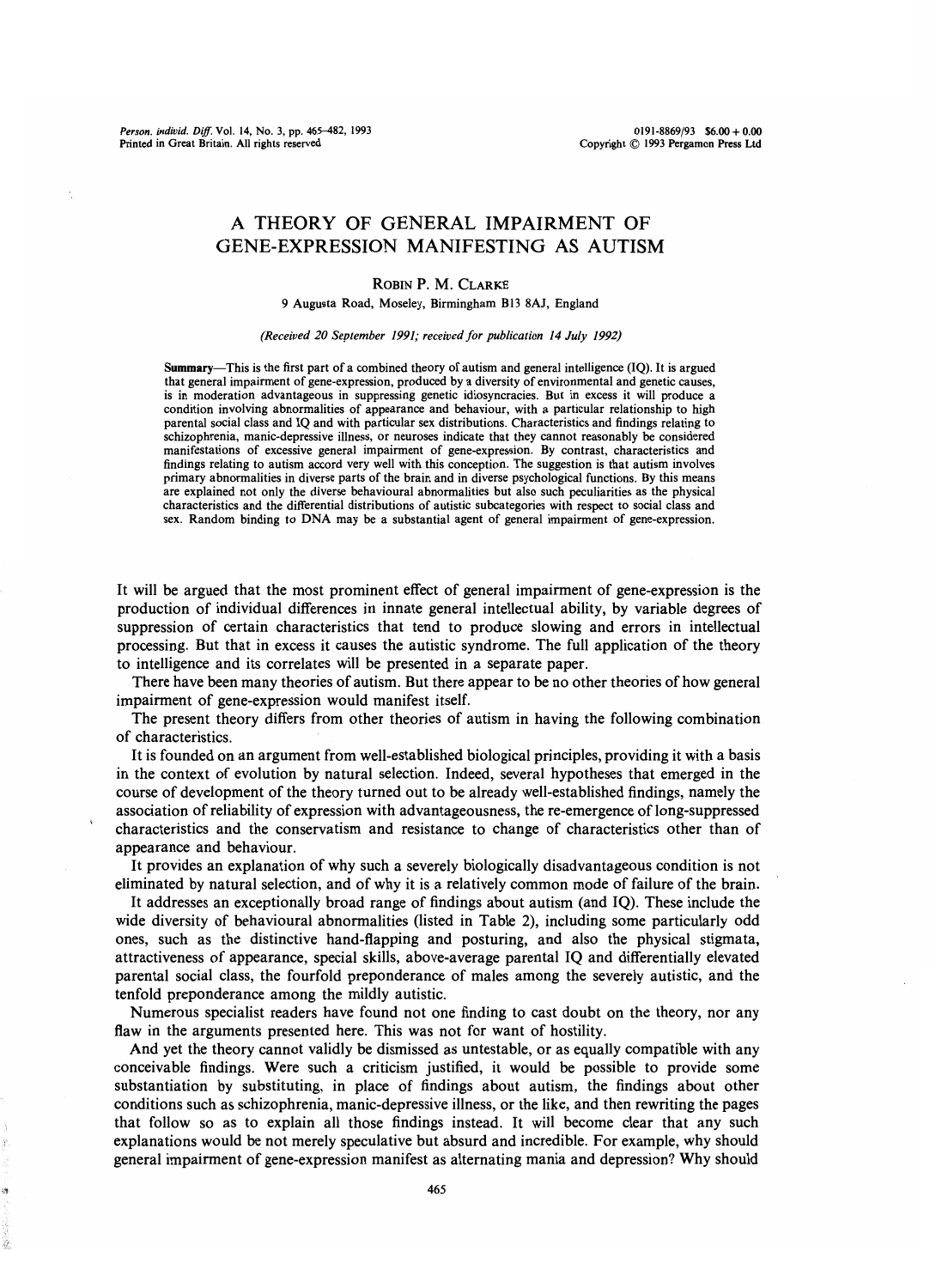# A THEORY OF GENERAL IMPAIRMENT OF GENE-EXPRESSION MANIFESTING AS AUTISM

ROBIN P. M. CLARKE

9 Augusta Road, Moseley, Birmingham B13 8AJ, England

*(Received 20 September 1991; received for publication 14 July 1992)*

**Summary**—This is the first part of a combined theory of autism and general intelligence (IQ). It is argued that general impairment of gene-expression, produced by a diversity of environmental and genetic causes, is in moderation advantageous in suppressing genetic idiosyncracies. But in excess it will produce a condition involving abnormalities of appearance and behaviour, with a particular relationship to high parental social class and IQ and with particular sex distributions. Characteristics and findings relating to schizophrenia, manic-depressive illness, or neuroses indicate that they cannot reasonably be considered manifestations of excessive general impairment of gene-expression. By contrast, characteristics and findings relating to autism accord very well with this conception. The suggestion is that autism involves primary abnormalities in diverse parts of the brain and in diverse psychological functions. By this means are explained not only the diverse behavioural abnormalities but also such peculiarities as the physical characteristics and the differential distributions of autistic subcategories with respect to social class and sex. Random binding to DNA may be a substantial agent of general impairment of gene-expression.

It will be argued that the most prominent effect of general impairment of gene-expression is the production of individual differences in innate general intellectual ability, by variable degrees of suppression of certain characteristics that tend to produce slowing and errors in intellectual processing. But that in excess it causes the autistic syndrome. The full application of the theory to intelligence and its correlates will be presented in a separate paper.

There have been many theories of autism. But there appear to be no other theories of how general impairment of gene-expression would manifest itself.

The present theory differs from other theories of autism in having the following combination of characteristics.

It is founded on an argument from well-established biological principles, providing it with a basis in the context of evolution by natural selection. Indeed, several hypotheses that emerged in the course of development of the theory turned out to be already well-established findings, namely the association of reliability of expression with advantageousness, the re-emergence of long-suppressed characteristics and the conservatism and resistance to change of characteristics other than of appearance and behaviour.

It provides an explanation of why such a severely biologically disadvantageous condition is not eliminated by natural selection, and of why it is a relatively common mode of failure of the brain.

It addresses an exceptionally broad range of findings about autism (and IQ). These include the wide diversity of behavioural abnormalities (listed in Table 2), including some particularly odd ones, such as the distinctive hand-flapping and posturing, and also the physical stigmata, attractiveness of appearance, special skills, above-average parental IQ and differentially elevated parental social class, the fourfold preponderance of males among the severely autistic, and the tenfold preponderance among the mildly autistic.

Numerous specialist readers have found not one finding to cast doubt on the theory, nor any flaw in the arguments presented here. This was not for want of hostility.

And yet the theory cannot validly be dismissed as untestable, or as equally compatible with any conceivable findings. Were such a criticism justified, it would be possible to provide some substantiation by substituting, in place of findings about autism, the findings about other conditions such as schizophrenia, manic-depressive illness, or the like, and then rewriting the pages that follow so as to explain all those findings instead. It will become clear that any such explanations would be not merely speculative but absurd and incredible. For example, why should general impairment of gene-expression manifest as alternating mania and depression? Why should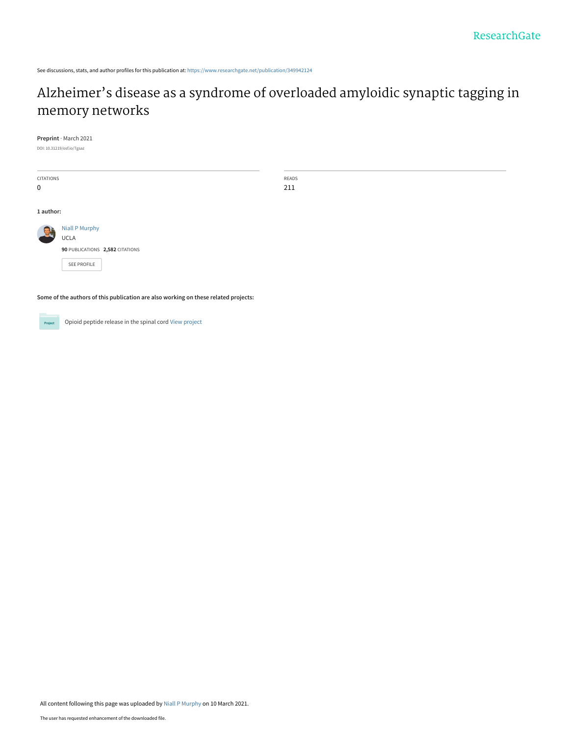See discussions, stats, and author profiles for this publication at: https://www.researchgate.net/publication/349942124

# Alzheimer's disease as a syndrome of overloaded amyloidic synaptic tagging in memory networks

**Preprint** · March 2021

DOI: 10.31219/osf.io/7gsaz

CITATIONS
0

READS
211

**1 author:**

Niall P Murphy
UCLA
**90** PUBLICATIONS **2,582** CITATIONS

SEE PROFILE

**Some of the authors of this publication are also working on these related projects:**

Opioid peptide release in the spinal cord View project

All content following this page was uploaded by Niall P Murphy on 10 March 2021.

The user has requested enhancement of the downloaded file.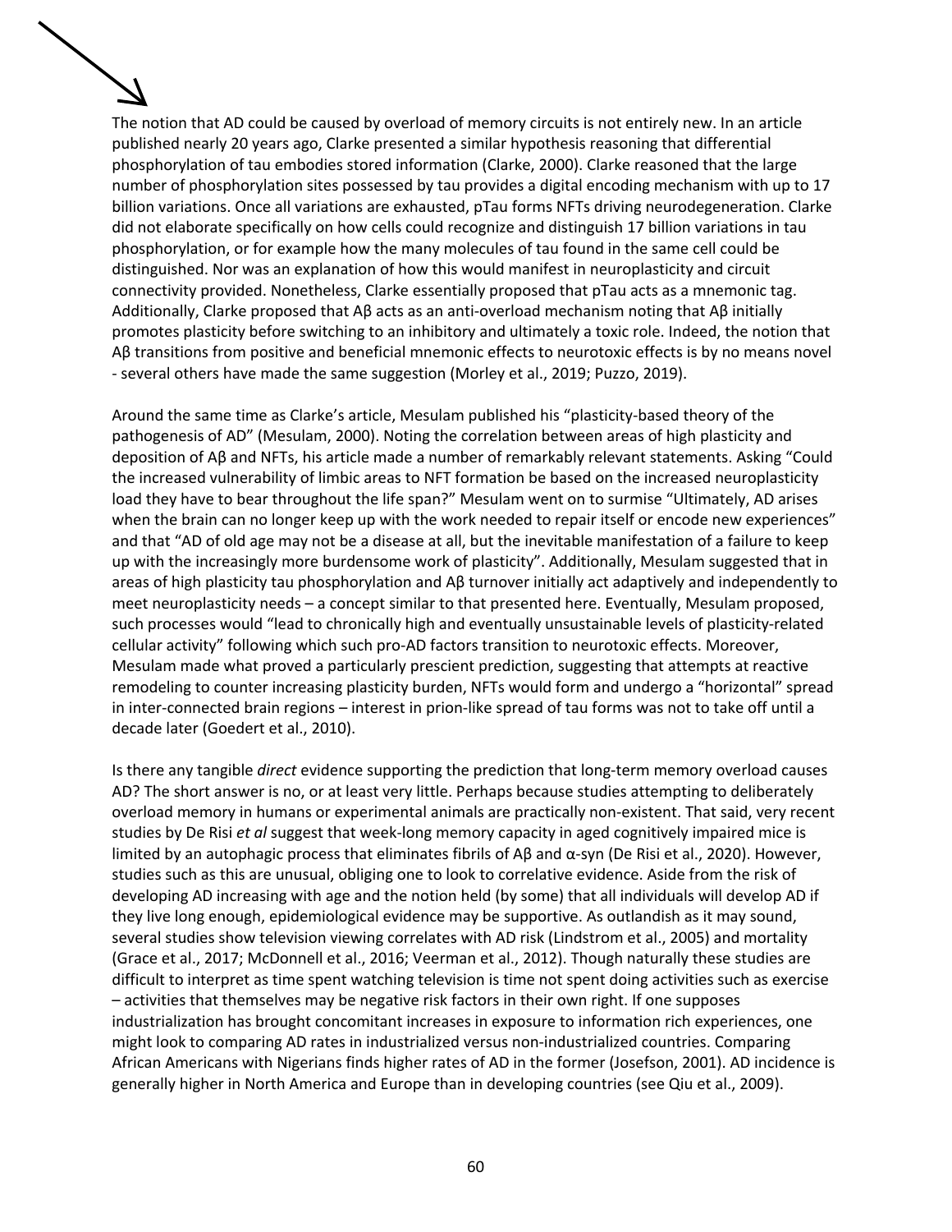The notion that AD could be caused by overload of memory circuits is not entirely new. In an article published nearly 20 years ago, Clarke presented a similar hypothesis reasoning that differential phosphorylation of tau embodies stored information (Clarke, 2000). Clarke reasoned that the large number of phosphorylation sites possessed by tau provides a digital encoding mechanism with up to 17 billion variations. Once all variations are exhausted, pTau forms NFTs driving neurodegeneration. Clarke did not elaborate specifically on how cells could recognize and distinguish 17 billion variations in tau phosphorylation, or for example how the many molecules of tau found in the same cell could be distinguished. Nor was an explanation of how this would manifest in neuroplasticity and circuit connectivity provided. Nonetheless, Clarke essentially proposed that pTau acts as a mnemonic tag. Additionally, Clarke proposed that Aβ acts as an anti-overload mechanism noting that Aβ initially promotes plasticity before switching to an inhibitory and ultimately a toxic role. Indeed, the notion that Aβ transitions from positive and beneficial mnemonic effects to neurotoxic effects is by no means novel - several others have made the same suggestion (Morley et al., 2019; Puzzo, 2019).

Around the same time as Clarke's article, Mesulam published his "plasticity-based theory of the pathogenesis of AD" (Mesulam, 2000). Noting the correlation between areas of high plasticity and deposition of Aβ and NFTs, his article made a number of remarkably relevant statements. Asking "Could the increased vulnerability of limbic areas to NFT formation be based on the increased neuroplasticity load they have to bear throughout the life span?" Mesulam went on to surmise "Ultimately, AD arises when the brain can no longer keep up with the work needed to repair itself or encode new experiences" and that "AD of old age may not be a disease at all, but the inevitable manifestation of a failure to keep up with the increasingly more burdensome work of plasticity". Additionally, Mesulam suggested that in areas of high plasticity tau phosphorylation and Aβ turnover initially act adaptively and independently to meet neuroplasticity needs – a concept similar to that presented here. Eventually, Mesulam proposed, such processes would "lead to chronically high and eventually unsustainable levels of plasticity-related cellular activity" following which such pro-AD factors transition to neurotoxic effects. Moreover, Mesulam made what proved a particularly prescient prediction, suggesting that attempts at reactive remodeling to counter increasing plasticity burden, NFTs would form and undergo a "horizontal" spread in inter-connected brain regions – interest in prion-like spread of tau forms was not to take off until a decade later (Goedert et al., 2010).

Is there any tangible *direct* evidence supporting the prediction that long-term memory overload causes AD? The short answer is no, or at least very little. Perhaps because studies attempting to deliberately overload memory in humans or experimental animals are practically non-existent. That said, very recent studies by De Risi *et al* suggest that week-long memory capacity in aged cognitively impaired mice is limited by an autophagic process that eliminates fibrils of Aβ and α-syn (De Risi et al., 2020). However, studies such as this are unusual, obliging one to look to correlative evidence. Aside from the risk of developing AD increasing with age and the notion held (by some) that all individuals will develop AD if they live long enough, epidemiological evidence may be supportive. As outlandish as it may sound, several studies show television viewing correlates with AD risk (Lindstrom et al., 2005) and mortality (Grace et al., 2017; McDonnell et al., 2016; Veerman et al., 2012). Though naturally these studies are difficult to interpret as time spent watching television is time not spent doing activities such as exercise – activities that themselves may be negative risk factors in their own right. If one supposes industrialization has brought concomitant increases in exposure to information rich experiences, one might look to comparing AD rates in industrialized versus non-industrialized countries. Comparing African Americans with Nigerians finds higher rates of AD in the former (Josefson, 2001). AD incidence is generally higher in North America and Europe than in developing countries (see Qiu et al., 2009).